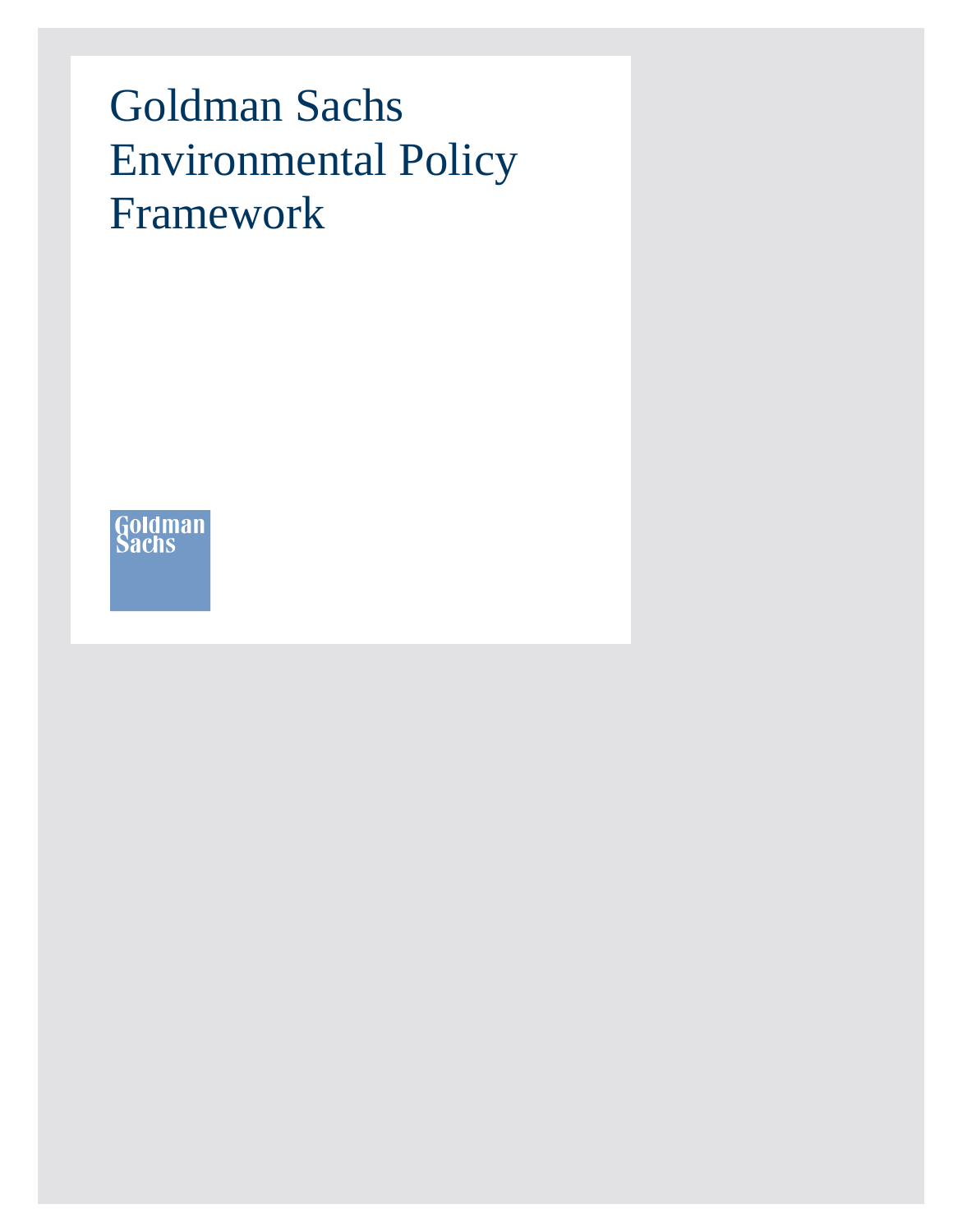# Goldman Sachs Environmental Policy Framework

Goldman Sachs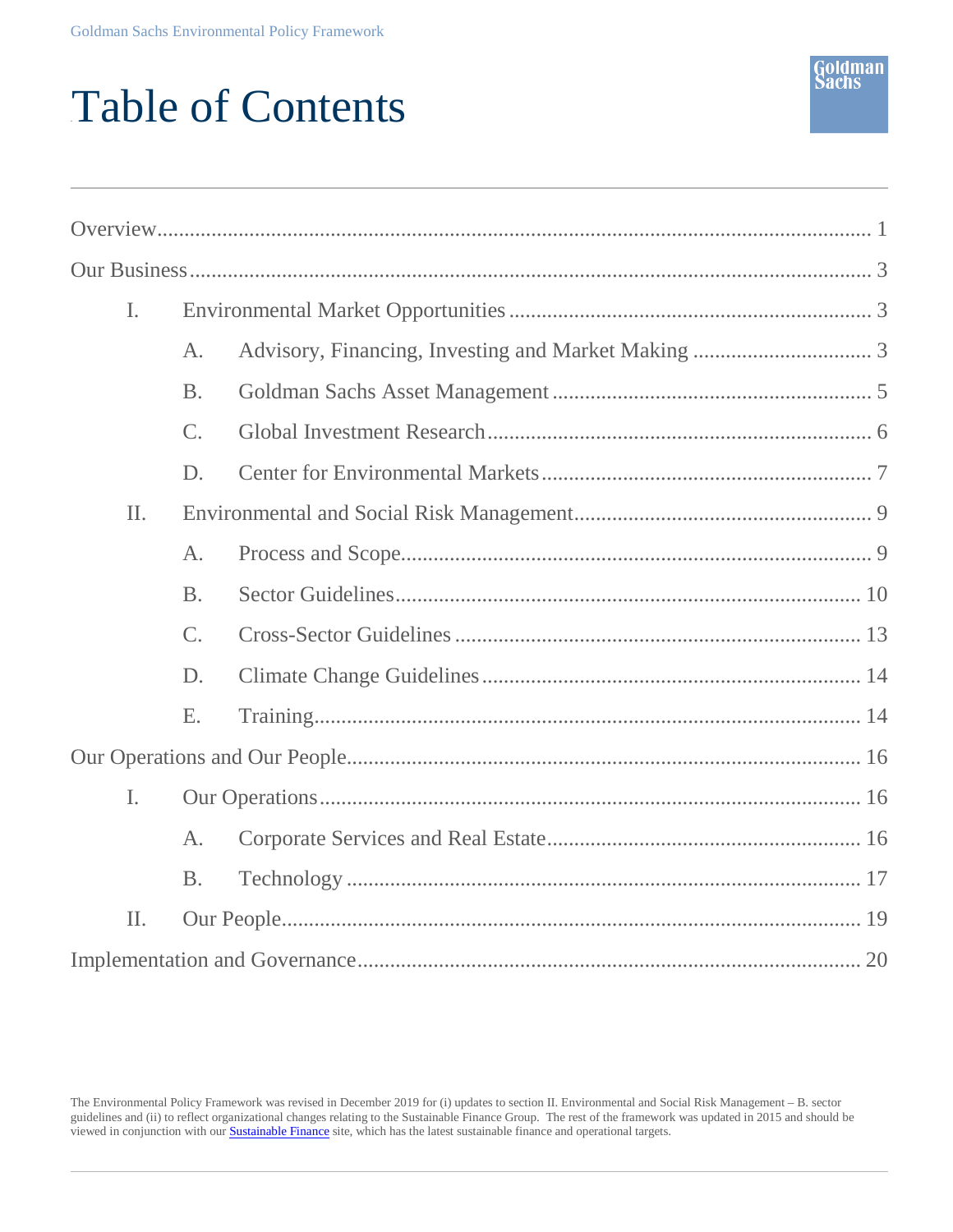# Table of Contents

Overview ........................................................................ 1

Our Business ........................................................................ 3

- I. Environmental Market Opportunities ........................................................................ 3
  - A. Advisory, Financing, Investing and Market Making ........................................................................ 3
  - B. Goldman Sachs Asset Management ........................................................................ 5
  - C. Global Investment Research ........................................................................ 6
  - D. Center for Environmental Markets ........................................................................ 7
- II. Environmental and Social Risk Management ........................................................................ 9
  - A. Process and Scope ........................................................................ 9
  - B. Sector Guidelines ........................................................................ 10
  - C. Cross-Sector Guidelines ........................................................................ 13
  - D. Climate Change Guidelines ........................................................................ 14
  - E. Training ........................................................................ 14

Our Operations and Our People ........................................................................ 16

- I. Our Operations ........................................................................ 16
  - A. Corporate Services and Real Estate ........................................................................ 16
  - B. Technology ........................................................................ 17
- II. Our People ........................................................................ 19

Implementation and Governance ........................................................................ 20

The Environmental Policy Framework was revised in December 2019 for (i) updates to section II. Environmental and Social Risk Management – B. sector guidelines and (ii) to reflect organizational changes relating to the Sustainable Finance Group. The rest of the framework was updated in 2015 and should be viewed in conjunction with our Sustainable Finance site, which has the latest sustainable finance and operational targets.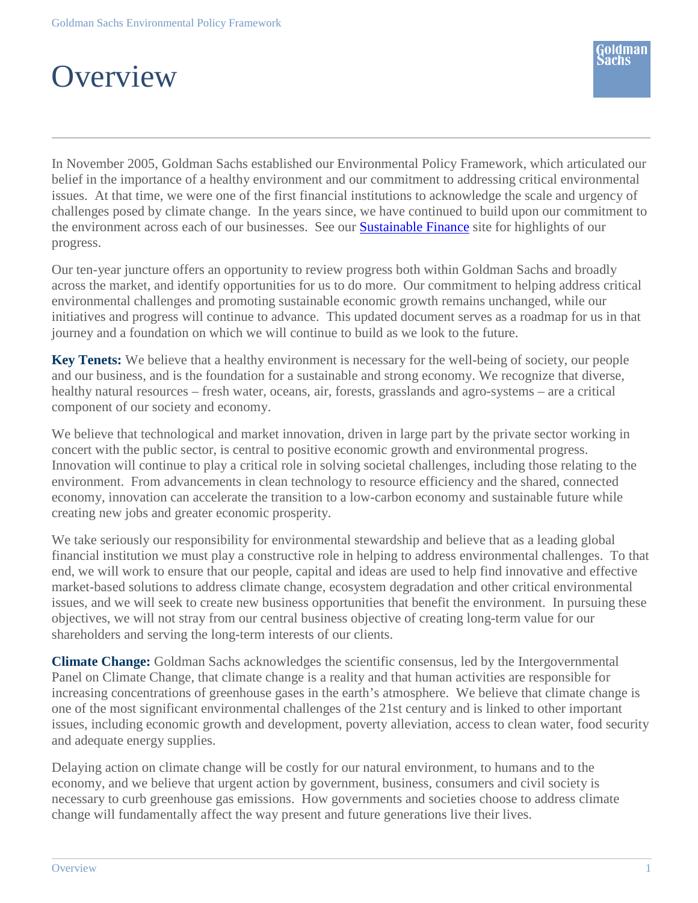# Overview

In November 2005, Goldman Sachs established our Environmental Policy Framework, which articulated our belief in the importance of a healthy environment and our commitment to addressing critical environmental issues. At that time, we were one of the first financial institutions to acknowledge the scale and urgency of challenges posed by climate change. In the years since, we have continued to build upon our commitment to the environment across each of our businesses. See our [Sustainable Finance]() site for highlights of our progress.

Our ten-year juncture offers an opportunity to review progress both within Goldman Sachs and broadly across the market, and identify opportunities for us to do more. Our commitment to helping address critical environmental challenges and promoting sustainable economic growth remains unchanged, while our initiatives and progress will continue to advance. This updated document serves as a roadmap for us in that journey and a foundation on which we will continue to build as we look to the future.

**Key Tenets:** We believe that a healthy environment is necessary for the well-being of society, our people and our business, and is the foundation for a sustainable and strong economy. We recognize that diverse, healthy natural resources – fresh water, oceans, air, forests, grasslands and agro-systems – are a critical component of our society and economy.

We believe that technological and market innovation, driven in large part by the private sector working in concert with the public sector, is central to positive economic growth and environmental progress. Innovation will continue to play a critical role in solving societal challenges, including those relating to the environment. From advancements in clean technology to resource efficiency and the shared, connected economy, innovation can accelerate the transition to a low-carbon economy and sustainable future while creating new jobs and greater economic prosperity.

We take seriously our responsibility for environmental stewardship and believe that as a leading global financial institution we must play a constructive role in helping to address environmental challenges. To that end, we will work to ensure that our people, capital and ideas are used to help find innovative and effective market-based solutions to address climate change, ecosystem degradation and other critical environmental issues, and we will seek to create new business opportunities that benefit the environment. In pursuing these objectives, we will not stray from our central business objective of creating long-term value for our shareholders and serving the long-term interests of our clients.

**Climate Change:** Goldman Sachs acknowledges the scientific consensus, led by the Intergovernmental Panel on Climate Change, that climate change is a reality and that human activities are responsible for increasing concentrations of greenhouse gases in the earth's atmosphere. We believe that climate change is one of the most significant environmental challenges of the 21st century and is linked to other important issues, including economic growth and development, poverty alleviation, access to clean water, food security and adequate energy supplies.

Delaying action on climate change will be costly for our natural environment, to humans and to the economy, and we believe that urgent action by government, business, consumers and civil society is necessary to curb greenhouse gas emissions. How governments and societies choose to address climate change will fundamentally affect the way present and future generations live their lives.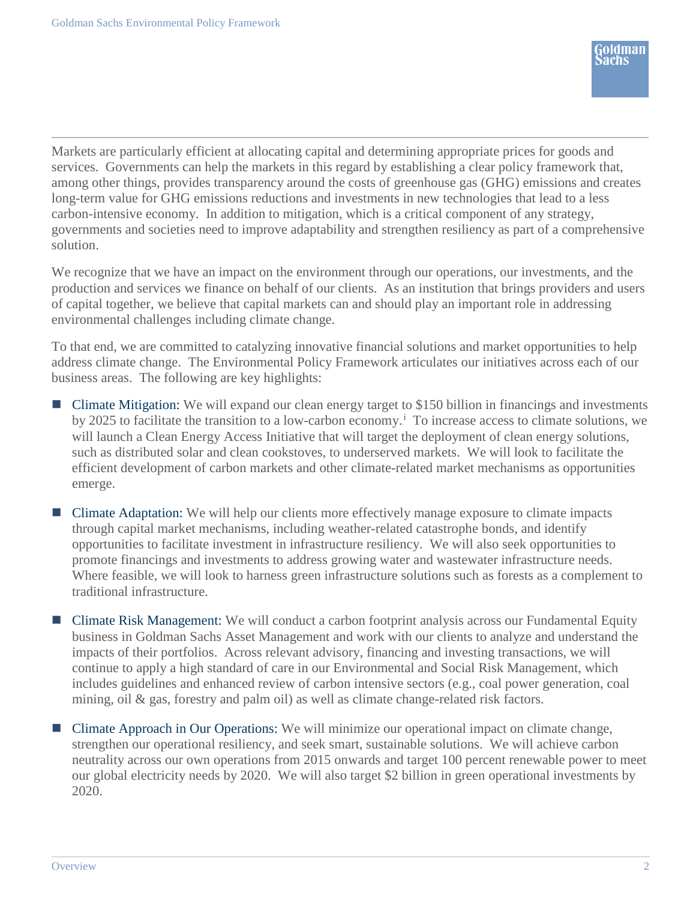Markets are particularly efficient at allocating capital and determining appropriate prices for goods and services. Governments can help the markets in this regard by establishing a clear policy framework that, among other things, provides transparency around the costs of greenhouse gas (GHG) emissions and creates long-term value for GHG emissions reductions and investments in new technologies that lead to a less carbon-intensive economy. In addition to mitigation, which is a critical component of any strategy, governments and societies need to improve adaptability and strengthen resiliency as part of a comprehensive solution.

We recognize that we have an impact on the environment through our operations, our investments, and the production and services we finance on behalf of our clients. As an institution that brings providers and users of capital together, we believe that capital markets can and should play an important role in addressing environmental challenges including climate change.

To that end, we are committed to catalyzing innovative financial solutions and market opportunities to help address climate change. The Environmental Policy Framework articulates our initiatives across each of our business areas. The following are key highlights:

- Climate Mitigation: We will expand our clean energy target to $150 billion in financings and investments by 2025 to facilitate the transition to a low-carbon economy.[i] To increase access to climate solutions, we will launch a Clean Energy Access Initiative that will target the deployment of clean energy solutions, such as distributed solar and clean cookstoves, to underserved markets. We will look to facilitate the efficient development of carbon markets and other climate-related market mechanisms as opportunities emerge.
- Climate Adaptation: We will help our clients more effectively manage exposure to climate impacts through capital market mechanisms, including weather-related catastrophe bonds, and identify opportunities to facilitate investment in infrastructure resiliency. We will also seek opportunities to promote financings and investments to address growing water and wastewater infrastructure needs. Where feasible, we will look to harness green infrastructure solutions such as forests as a complement to traditional infrastructure.
- Climate Risk Management: We will conduct a carbon footprint analysis across our Fundamental Equity business in Goldman Sachs Asset Management and work with our clients to analyze and understand the impacts of their portfolios. Across relevant advisory, financing and investing transactions, we will continue to apply a high standard of care in our Environmental and Social Risk Management, which includes guidelines and enhanced review of carbon intensive sectors (e.g., coal power generation, coal mining, oil & gas, forestry and palm oil) as well as climate change-related risk factors.
- Climate Approach in Our Operations: We will minimize our operational impact on climate change, strengthen our operational resiliency, and seek smart, sustainable solutions. We will achieve carbon neutrality across our own operations from 2015 onwards and target 100 percent renewable power to meet our global electricity needs by 2020. We will also target $2 billion in green operational investments by 2020.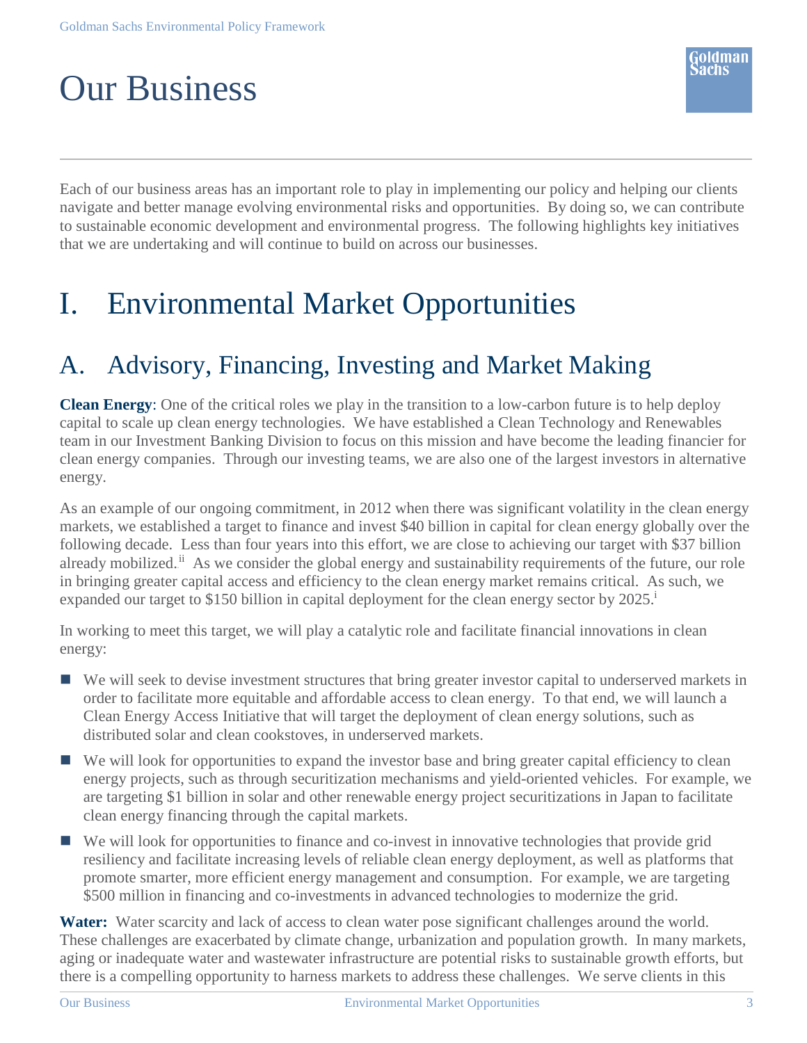# Our Business

Each of our business areas has an important role to play in implementing our policy and helping our clients navigate and better manage evolving environmental risks and opportunities. By doing so, we can contribute to sustainable economic development and environmental progress. The following highlights key initiatives that we are undertaking and will continue to build on across our businesses.

# I. Environmental Market Opportunities

## A. Advisory, Financing, Investing and Market Making

**Clean Energy**: One of the critical roles we play in the transition to a low-carbon future is to help deploy capital to scale up clean energy technologies. We have established a Clean Technology and Renewables team in our Investment Banking Division to focus on this mission and have become the leading financier for clean energy companies. Through our investing teams, we are also one of the largest investors in alternative energy.

As an example of our ongoing commitment, in 2012 when there was significant volatility in the clean energy markets, we established a target to finance and invest $40 billion in capital for clean energy globally over the following decade. Less than four years into this effort, we are close to achieving our target with $37 billion already mobilized.[ii] As we consider the global energy and sustainability requirements of the future, our role in bringing greater capital access and efficiency to the clean energy market remains critical. As such, we expanded our target to $150 billion in capital deployment for the clean energy sector by 2025.[i]

In working to meet this target, we will play a catalytic role and facilitate financial innovations in clean energy:

- We will seek to devise investment structures that bring greater investor capital to underserved markets in order to facilitate more equitable and affordable access to clean energy. To that end, we will launch a Clean Energy Access Initiative that will target the deployment of clean energy solutions, such as distributed solar and clean cookstoves, in underserved markets.
- We will look for opportunities to expand the investor base and bring greater capital efficiency to clean energy projects, such as through securitization mechanisms and yield-oriented vehicles. For example, we are targeting $1 billion in solar and other renewable energy project securitizations in Japan to facilitate clean energy financing through the capital markets.
- We will look for opportunities to finance and co-invest in innovative technologies that provide grid resiliency and facilitate increasing levels of reliable clean energy deployment, as well as platforms that promote smarter, more efficient energy management and consumption. For example, we are targeting $500 million in financing and co-investments in advanced technologies to modernize the grid.

**Water:** Water scarcity and lack of access to clean water pose significant challenges around the world. These challenges are exacerbated by climate change, urbanization and population growth. In many markets, aging or inadequate water and wastewater infrastructure are potential risks to sustainable growth efforts, but there is a compelling opportunity to harness markets to address these challenges. We serve clients in this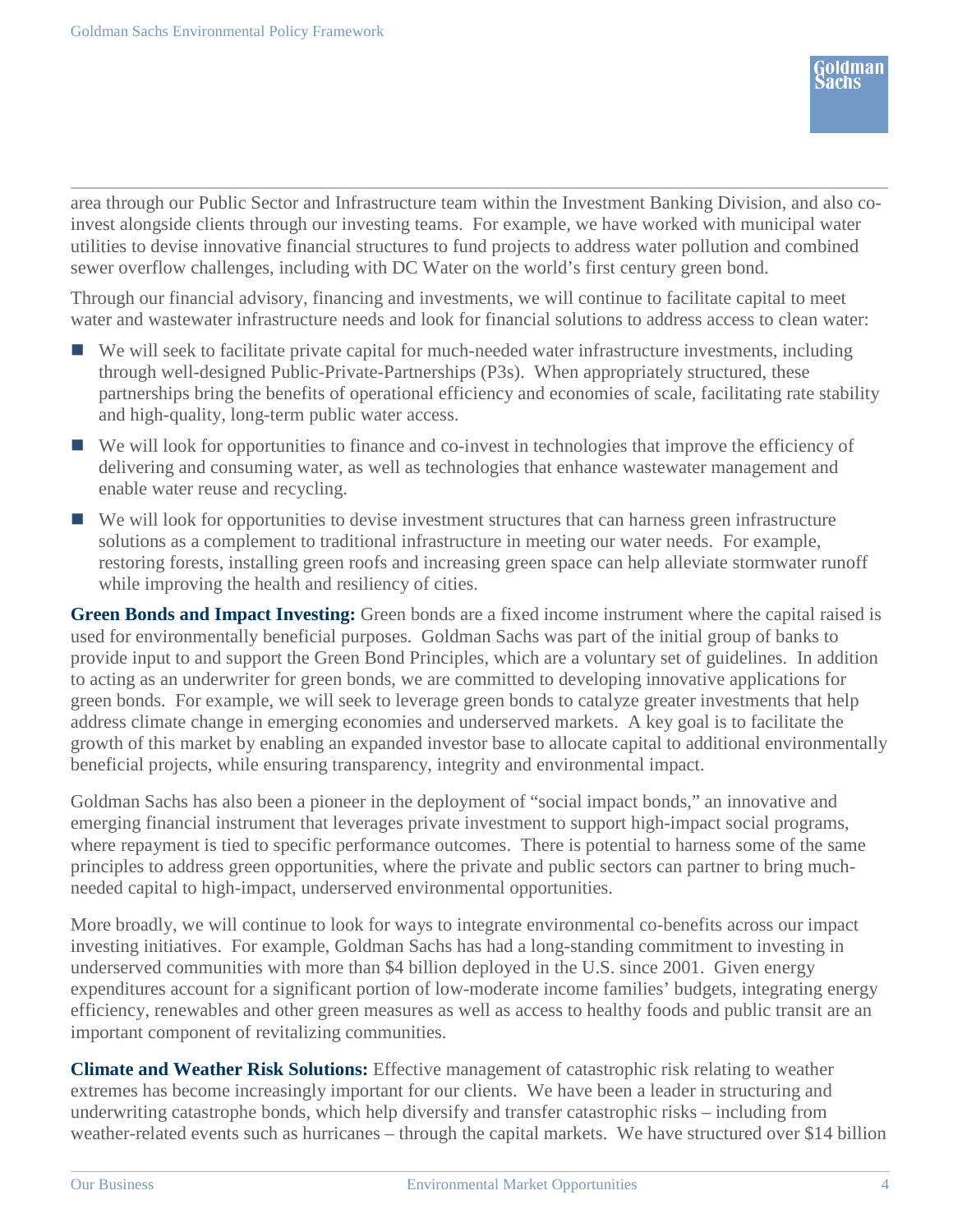area through our Public Sector and Infrastructure team within the Investment Banking Division, and also co-invest alongside clients through our investing teams. For example, we have worked with municipal water utilities to devise innovative financial structures to fund projects to address water pollution and combined sewer overflow challenges, including with DC Water on the world's first century green bond.

Through our financial advisory, financing and investments, we will continue to facilitate capital to meet water and wastewater infrastructure needs and look for financial solutions to address access to clean water:

- We will seek to facilitate private capital for much-needed water infrastructure investments, including through well-designed Public-Private-Partnerships (P3s). When appropriately structured, these partnerships bring the benefits of operational efficiency and economies of scale, facilitating rate stability and high-quality, long-term public water access.
- We will look for opportunities to finance and co-invest in technologies that improve the efficiency of delivering and consuming water, as well as technologies that enhance wastewater management and enable water reuse and recycling.
- We will look for opportunities to devise investment structures that can harness green infrastructure solutions as a complement to traditional infrastructure in meeting our water needs. For example, restoring forests, installing green roofs and increasing green space can help alleviate stormwater runoff while improving the health and resiliency of cities.

**Green Bonds and Impact Investing:** Green bonds are a fixed income instrument where the capital raised is used for environmentally beneficial purposes. Goldman Sachs was part of the initial group of banks to provide input to and support the Green Bond Principles, which are a voluntary set of guidelines. In addition to acting as an underwriter for green bonds, we are committed to developing innovative applications for green bonds. For example, we will seek to leverage green bonds to catalyze greater investments that help address climate change in emerging economies and underserved markets. A key goal is to facilitate the growth of this market by enabling an expanded investor base to allocate capital to additional environmentally beneficial projects, while ensuring transparency, integrity and environmental impact.

Goldman Sachs has also been a pioneer in the deployment of "social impact bonds," an innovative and emerging financial instrument that leverages private investment to support high-impact social programs, where repayment is tied to specific performance outcomes. There is potential to harness some of the same principles to address green opportunities, where the private and public sectors can partner to bring much-needed capital to high-impact, underserved environmental opportunities.

More broadly, we will continue to look for ways to integrate environmental co-benefits across our impact investing initiatives. For example, Goldman Sachs has had a long-standing commitment to investing in underserved communities with more than $4 billion deployed in the U.S. since 2001. Given energy expenditures account for a significant portion of low-moderate income families' budgets, integrating energy efficiency, renewables and other green measures as well as access to healthy foods and public transit are an important component of revitalizing communities.

**Climate and Weather Risk Solutions:** Effective management of catastrophic risk relating to weather extremes has become increasingly important for our clients. We have been a leader in structuring and underwriting catastrophe bonds, which help diversify and transfer catastrophic risks – including from weather-related events such as hurricanes – through the capital markets. We have structured over $14 billion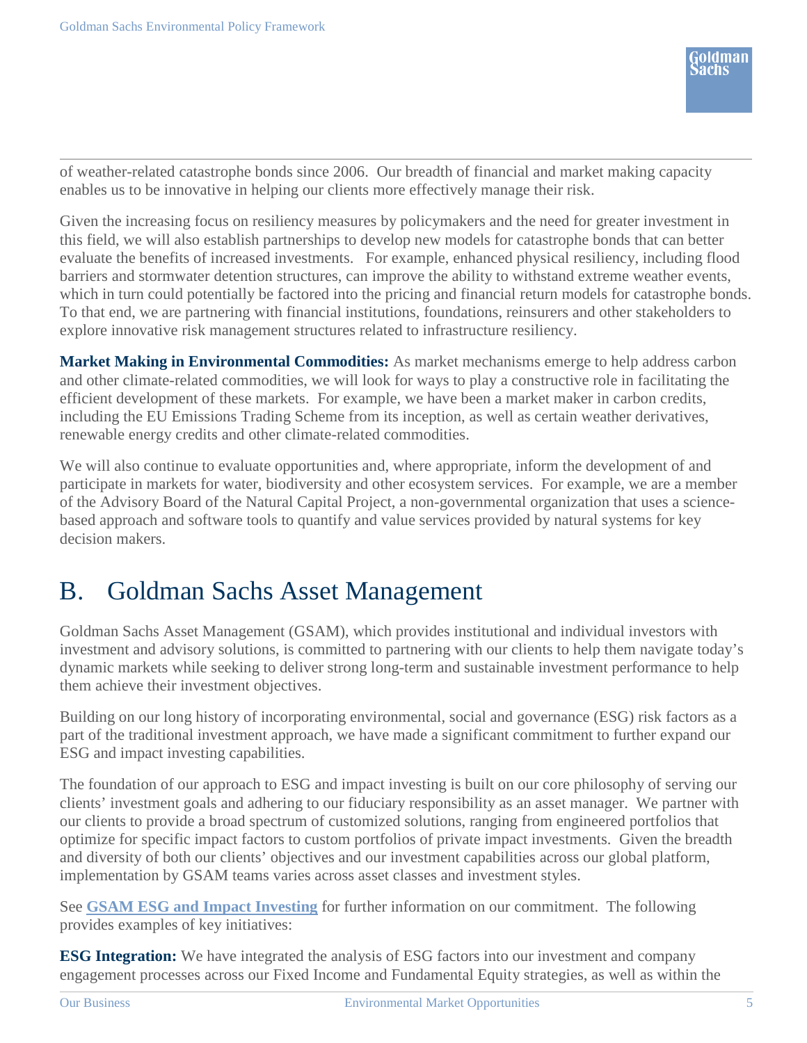of weather-related catastrophe bonds since 2006. Our breadth of financial and market making capacity enables us to be innovative in helping our clients more effectively manage their risk.

Given the increasing focus on resiliency measures by policymakers and the need for greater investment in this field, we will also establish partnerships to develop new models for catastrophe bonds that can better evaluate the benefits of increased investments. For example, enhanced physical resiliency, including flood barriers and stormwater detention structures, can improve the ability to withstand extreme weather events, which in turn could potentially be factored into the pricing and financial return models for catastrophe bonds. To that end, we are partnering with financial institutions, foundations, reinsurers and other stakeholders to explore innovative risk management structures related to infrastructure resiliency.

**Market Making in Environmental Commodities:** As market mechanisms emerge to help address carbon and other climate-related commodities, we will look for ways to play a constructive role in facilitating the efficient development of these markets. For example, we have been a market maker in carbon credits, including the EU Emissions Trading Scheme from its inception, as well as certain weather derivatives, renewable energy credits and other climate-related commodities.

We will also continue to evaluate opportunities and, where appropriate, inform the development of and participate in markets for water, biodiversity and other ecosystem services. For example, we are a member of the Advisory Board of the Natural Capital Project, a non-governmental organization that uses a science-based approach and software tools to quantify and value services provided by natural systems for key decision makers.

## B. Goldman Sachs Asset Management

Goldman Sachs Asset Management (GSAM), which provides institutional and individual investors with investment and advisory solutions, is committed to partnering with our clients to help them navigate today's dynamic markets while seeking to deliver strong long-term and sustainable investment performance to help them achieve their investment objectives.

Building on our long history of incorporating environmental, social and governance (ESG) risk factors as a part of the traditional investment approach, we have made a significant commitment to further expand our ESG and impact investing capabilities.

The foundation of our approach to ESG and impact investing is built on our core philosophy of serving our clients' investment goals and adhering to our fiduciary responsibility as an asset manager. We partner with our clients to provide a broad spectrum of customized solutions, ranging from engineered portfolios that optimize for specific impact factors to custom portfolios of private impact investments. Given the breadth and diversity of both our clients' objectives and our investment capabilities across our global platform, implementation by GSAM teams varies across asset classes and investment styles.

See **GSAM ESG and Impact Investing** for further information on our commitment. The following provides examples of key initiatives:

**ESG Integration:** We have integrated the analysis of ESG factors into our investment and company engagement processes across our Fixed Income and Fundamental Equity strategies, as well as within the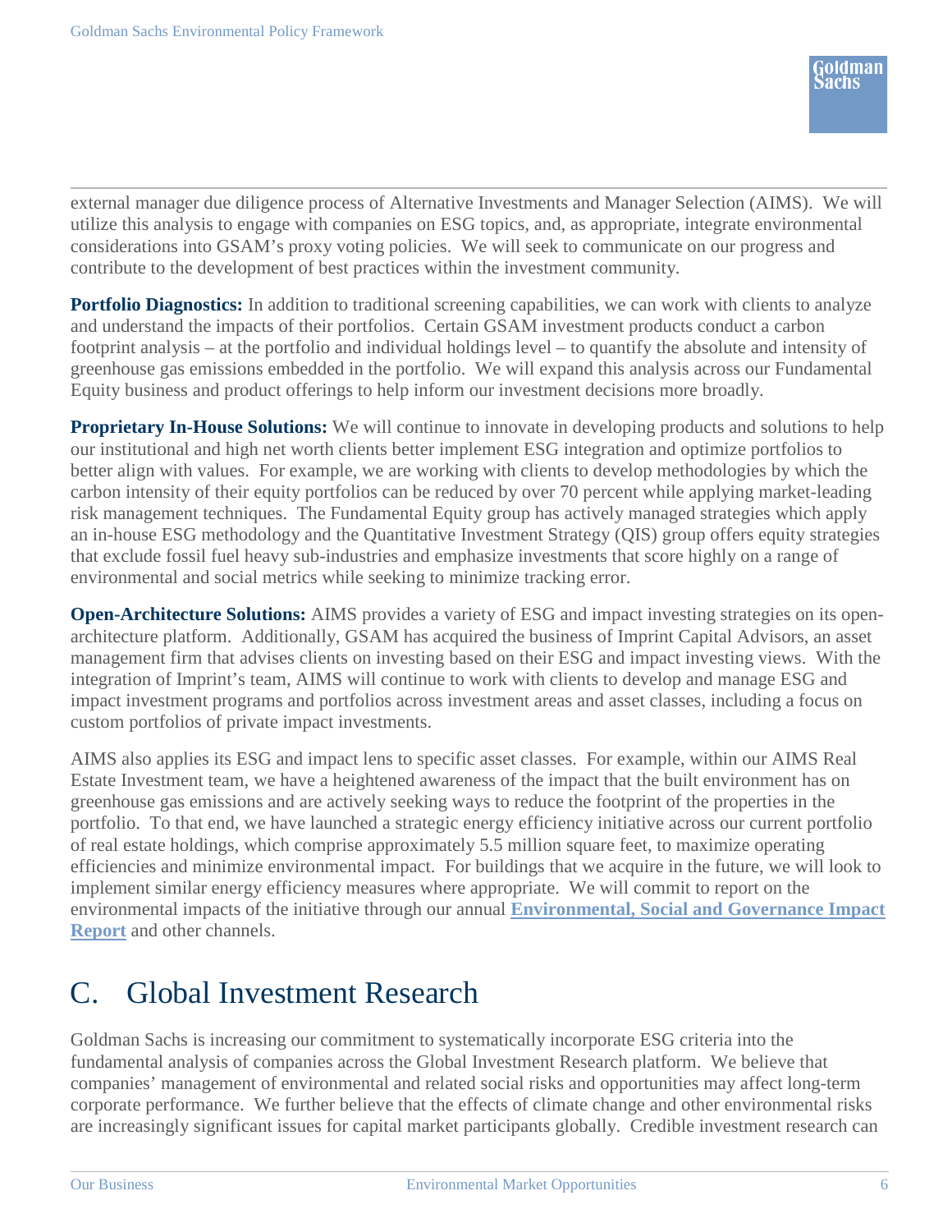external manager due diligence process of Alternative Investments and Manager Selection (AIMS). We will utilize this analysis to engage with companies on ESG topics, and, as appropriate, integrate environmental considerations into GSAM's proxy voting policies. We will seek to communicate on our progress and contribute to the development of best practices within the investment community.

**Portfolio Diagnostics:** In addition to traditional screening capabilities, we can work with clients to analyze and understand the impacts of their portfolios. Certain GSAM investment products conduct a carbon footprint analysis – at the portfolio and individual holdings level – to quantify the absolute and intensity of greenhouse gas emissions embedded in the portfolio. We will expand this analysis across our Fundamental Equity business and product offerings to help inform our investment decisions more broadly.

**Proprietary In-House Solutions:** We will continue to innovate in developing products and solutions to help our institutional and high net worth clients better implement ESG integration and optimize portfolios to better align with values. For example, we are working with clients to develop methodologies by which the carbon intensity of their equity portfolios can be reduced by over 70 percent while applying market-leading risk management techniques. The Fundamental Equity group has actively managed strategies which apply an in-house ESG methodology and the Quantitative Investment Strategy (QIS) group offers equity strategies that exclude fossil fuel heavy sub-industries and emphasize investments that score highly on a range of environmental and social metrics while seeking to minimize tracking error.

**Open-Architecture Solutions:** AIMS provides a variety of ESG and impact investing strategies on its open-architecture platform. Additionally, GSAM has acquired the business of Imprint Capital Advisors, an asset management firm that advises clients on investing based on their ESG and impact investing views. With the integration of Imprint's team, AIMS will continue to work with clients to develop and manage ESG and impact investment programs and portfolios across investment areas and asset classes, including a focus on custom portfolios of private impact investments.

AIMS also applies its ESG and impact lens to specific asset classes. For example, within our AIMS Real Estate Investment team, we have a heightened awareness of the impact that the built environment has on greenhouse gas emissions and are actively seeking ways to reduce the footprint of the properties in the portfolio. To that end, we have launched a strategic energy efficiency initiative across our current portfolio of real estate holdings, which comprise approximately 5.5 million square feet, to maximize operating efficiencies and minimize environmental impact. For buildings that we acquire in the future, we will look to implement similar energy efficiency measures where appropriate. We will commit to report on the environmental impacts of the initiative through our annual **Environmental, Social and Governance Impact Report** and other channels.

## C. Global Investment Research

Goldman Sachs is increasing our commitment to systematically incorporate ESG criteria into the fundamental analysis of companies across the Global Investment Research platform. We believe that companies' management of environmental and related social risks and opportunities may affect long-term corporate performance. We further believe that the effects of climate change and other environmental risks are increasingly significant issues for capital market participants globally. Credible investment research can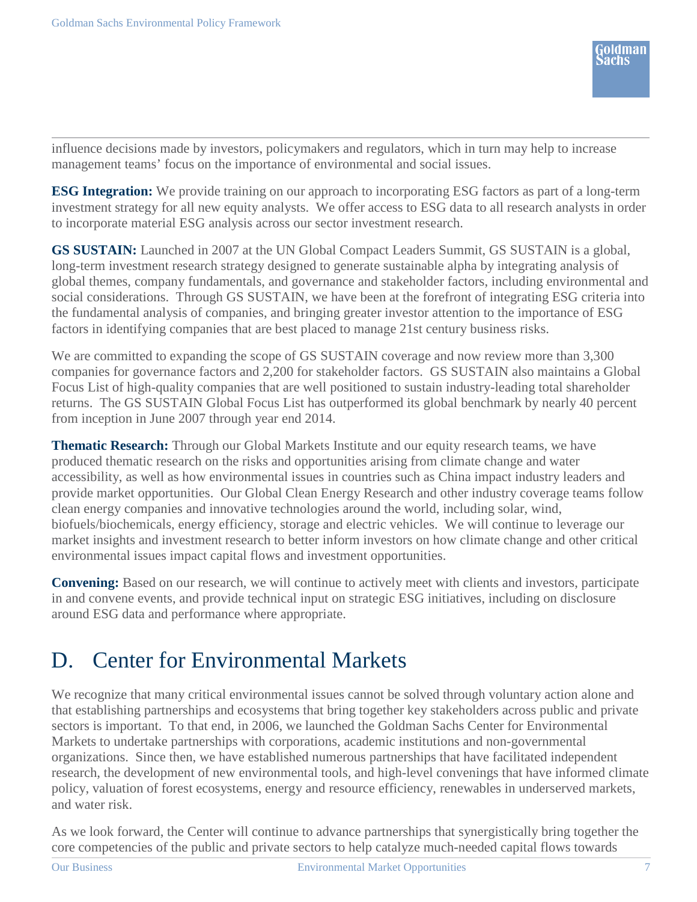influence decisions made by investors, policymakers and regulators, which in turn may help to increase management teams' focus on the importance of environmental and social issues.

**ESG Integration:** We provide training on our approach to incorporating ESG factors as part of a long-term investment strategy for all new equity analysts. We offer access to ESG data to all research analysts in order to incorporate material ESG analysis across our sector investment research.

**GS SUSTAIN:** Launched in 2007 at the UN Global Compact Leaders Summit, GS SUSTAIN is a global, long-term investment research strategy designed to generate sustainable alpha by integrating analysis of global themes, company fundamentals, and governance and stakeholder factors, including environmental and social considerations. Through GS SUSTAIN, we have been at the forefront of integrating ESG criteria into the fundamental analysis of companies, and bringing greater investor attention to the importance of ESG factors in identifying companies that are best placed to manage 21st century business risks.

We are committed to expanding the scope of GS SUSTAIN coverage and now review more than 3,300 companies for governance factors and 2,200 for stakeholder factors. GS SUSTAIN also maintains a Global Focus List of high-quality companies that are well positioned to sustain industry-leading total shareholder returns. The GS SUSTAIN Global Focus List has outperformed its global benchmark by nearly 40 percent from inception in June 2007 through year end 2014.

**Thematic Research:** Through our Global Markets Institute and our equity research teams, we have produced thematic research on the risks and opportunities arising from climate change and water accessibility, as well as how environmental issues in countries such as China impact industry leaders and provide market opportunities. Our Global Clean Energy Research and other industry coverage teams follow clean energy companies and innovative technologies around the world, including solar, wind, biofuels/biochemicals, energy efficiency, storage and electric vehicles. We will continue to leverage our market insights and investment research to better inform investors on how climate change and other critical environmental issues impact capital flows and investment opportunities.

**Convening:** Based on our research, we will continue to actively meet with clients and investors, participate in and convene events, and provide technical input on strategic ESG initiatives, including on disclosure around ESG data and performance where appropriate.

# D. Center for Environmental Markets

We recognize that many critical environmental issues cannot be solved through voluntary action alone and that establishing partnerships and ecosystems that bring together key stakeholders across public and private sectors is important. To that end, in 2006, we launched the Goldman Sachs Center for Environmental Markets to undertake partnerships with corporations, academic institutions and non-governmental organizations. Since then, we have established numerous partnerships that have facilitated independent research, the development of new environmental tools, and high-level convenings that have informed climate policy, valuation of forest ecosystems, energy and resource efficiency, renewables in underserved markets, and water risk.

As we look forward, the Center will continue to advance partnerships that synergistically bring together the core competencies of the public and private sectors to help catalyze much-needed capital flows towards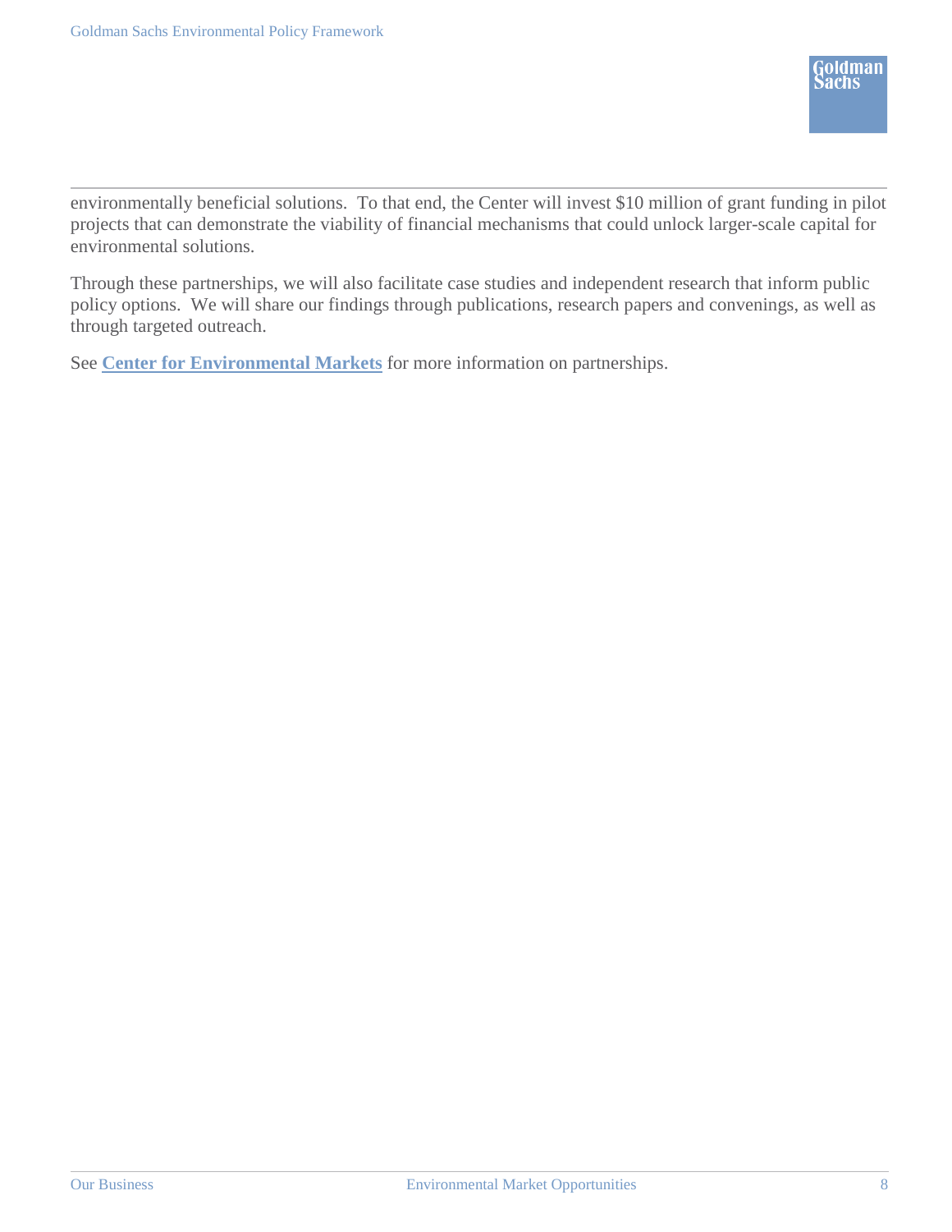environmentally beneficial solutions. To that end, the Center will invest $10 million of grant funding in pilot projects that can demonstrate the viability of financial mechanisms that could unlock larger-scale capital for environmental solutions.

Through these partnerships, we will also facilitate case studies and independent research that inform public policy options. We will share our findings through publications, research papers and convenings, as well as through targeted outreach.

See **Center for Environmental Markets** for more information on partnerships.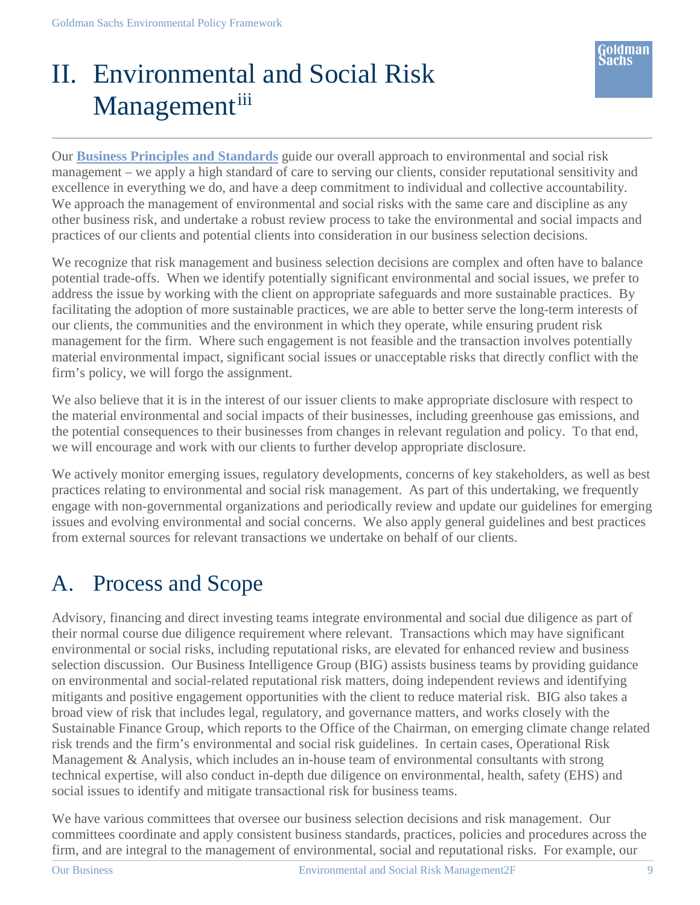# II. Environmental and Social Risk Management[iii]

Our **Business Principles and Standards** guide our overall approach to environmental and social risk management – we apply a high standard of care to serving our clients, consider reputational sensitivity and excellence in everything we do, and have a deep commitment to individual and collective accountability. We approach the management of environmental and social risks with the same care and discipline as any other business risk, and undertake a robust review process to take the environmental and social impacts and practices of our clients and potential clients into consideration in our business selection decisions.

We recognize that risk management and business selection decisions are complex and often have to balance potential trade-offs. When we identify potentially significant environmental and social issues, we prefer to address the issue by working with the client on appropriate safeguards and more sustainable practices. By facilitating the adoption of more sustainable practices, we are able to better serve the long-term interests of our clients, the communities and the environment in which they operate, while ensuring prudent risk management for the firm. Where such engagement is not feasible and the transaction involves potentially material environmental impact, significant social issues or unacceptable risks that directly conflict with the firm's policy, we will forgo the assignment.

We also believe that it is in the interest of our issuer clients to make appropriate disclosure with respect to the material environmental and social impacts of their businesses, including greenhouse gas emissions, and the potential consequences to their businesses from changes in relevant regulation and policy. To that end, we will encourage and work with our clients to further develop appropriate disclosure.

We actively monitor emerging issues, regulatory developments, concerns of key stakeholders, as well as best practices relating to environmental and social risk management. As part of this undertaking, we frequently engage with non-governmental organizations and periodically review and update our guidelines for emerging issues and evolving environmental and social concerns. We also apply general guidelines and best practices from external sources for relevant transactions we undertake on behalf of our clients.

## A. Process and Scope

Advisory, financing and direct investing teams integrate environmental and social due diligence as part of their normal course due diligence requirement where relevant. Transactions which may have significant environmental or social risks, including reputational risks, are elevated for enhanced review and business selection discussion. Our Business Intelligence Group (BIG) assists business teams by providing guidance on environmental and social-related reputational risk matters, doing independent reviews and identifying mitigants and positive engagement opportunities with the client to reduce material risk. BIG also takes a broad view of risk that includes legal, regulatory, and governance matters, and works closely with the Sustainable Finance Group, which reports to the Office of the Chairman, on emerging climate change related risk trends and the firm's environmental and social risk guidelines. In certain cases, Operational Risk Management & Analysis, which includes an in-house team of environmental consultants with strong technical expertise, will also conduct in-depth due diligence on environmental, health, safety (EHS) and social issues to identify and mitigate transactional risk for business teams.

We have various committees that oversee our business selection decisions and risk management. Our committees coordinate and apply consistent business standards, practices, policies and procedures across the firm, and are integral to the management of environmental, social and reputational risks. For example, our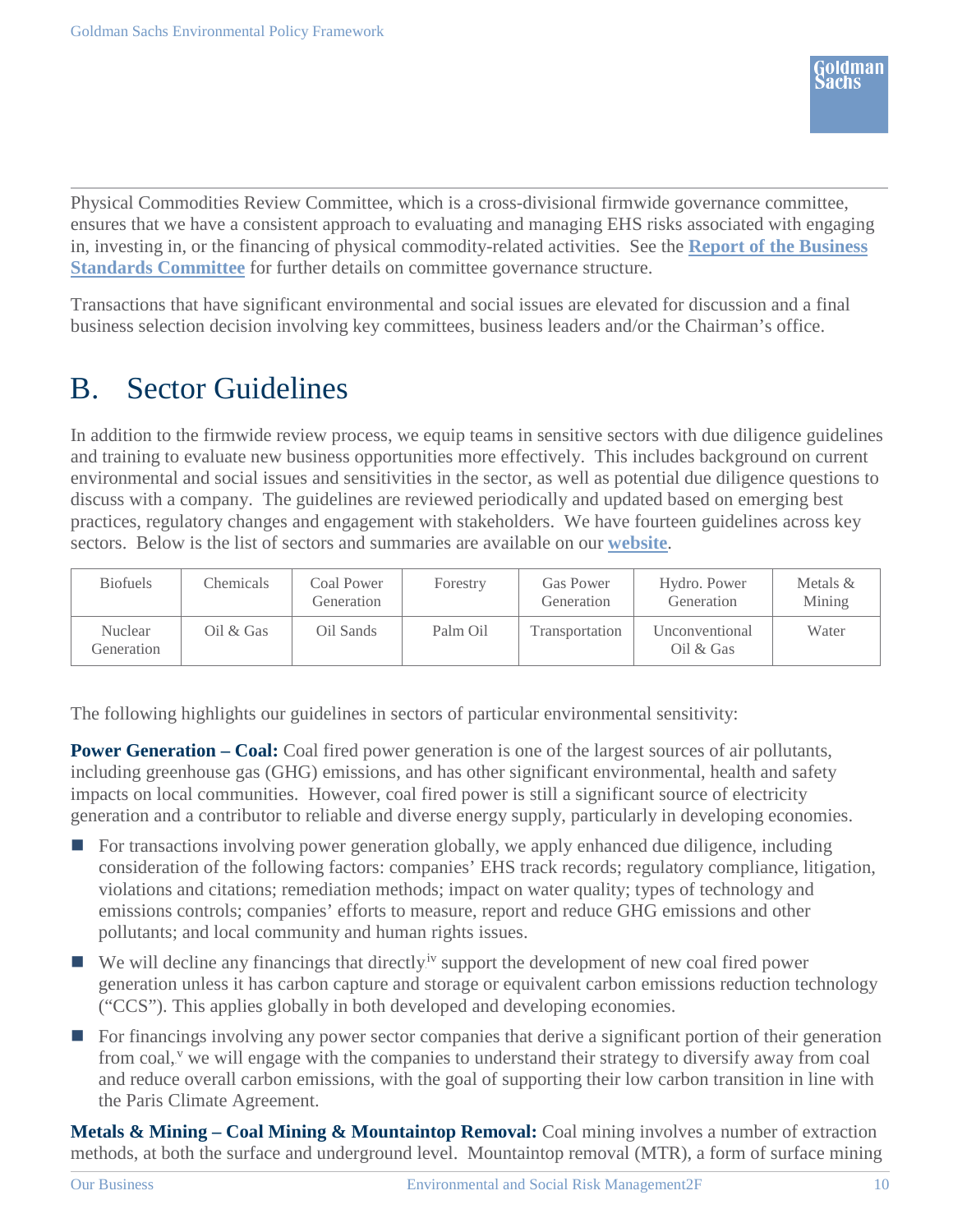Physical Commodities Review Committee, which is a cross-divisional firmwide governance committee, ensures that we have a consistent approach to evaluating and managing EHS risks associated with engaging in, investing in, or the financing of physical commodity-related activities. See the **Report of the Business Standards Committee** for further details on committee governance structure.

Transactions that have significant environmental and social issues are elevated for discussion and a final business selection decision involving key committees, business leaders and/or the Chairman's office.

# B. Sector Guidelines

In addition to the firmwide review process, we equip teams in sensitive sectors with due diligence guidelines and training to evaluate new business opportunities more effectively. This includes background on current environmental and social issues and sensitivities in the sector, as well as potential due diligence questions to discuss with a company. The guidelines are reviewed periodically and updated based on emerging best practices, regulatory changes and engagement with stakeholders. We have fourteen guidelines across key sectors. Below is the list of sectors and summaries are available on our **website**.

| Biofuels | Chemicals | Coal Power Generation | Forestry | Gas Power Generation | Hydro. Power Generation | Metals & Mining |
|---|---|---|---|---|---|---|
| Nuclear Generation | Oil & Gas | Oil Sands | Palm Oil | Transportation | Unconventional Oil & Gas | Water |

The following highlights our guidelines in sectors of particular environmental sensitivity:

**Power Generation – Coal:** Coal fired power generation is one of the largest sources of air pollutants, including greenhouse gas (GHG) emissions, and has other significant environmental, health and safety impacts on local communities. However, coal fired power is still a significant source of electricity generation and a contributor to reliable and diverse energy supply, particularly in developing economies.

- For transactions involving power generation globally, we apply enhanced due diligence, including consideration of the following factors: companies' EHS track records; regulatory compliance, litigation, violations and citations; remediation methods; impact on water quality; types of technology and emissions controls; companies' efforts to measure, report and reduce GHG emissions and other pollutants; and local community and human rights issues.
- We will decline any financings that directly[iv] support the development of new coal fired power generation unless it has carbon capture and storage or equivalent carbon emissions reduction technology ("CCS"). This applies globally in both developed and developing economies.
- For financings involving any power sector companies that derive a significant portion of their generation from coal,[v] we will engage with the companies to understand their strategy to diversify away from coal and reduce overall carbon emissions, with the goal of supporting their low carbon transition in line with the Paris Climate Agreement.

**Metals & Mining – Coal Mining & Mountaintop Removal:** Coal mining involves a number of extraction methods, at both the surface and underground level. Mountaintop removal (MTR), a form of surface mining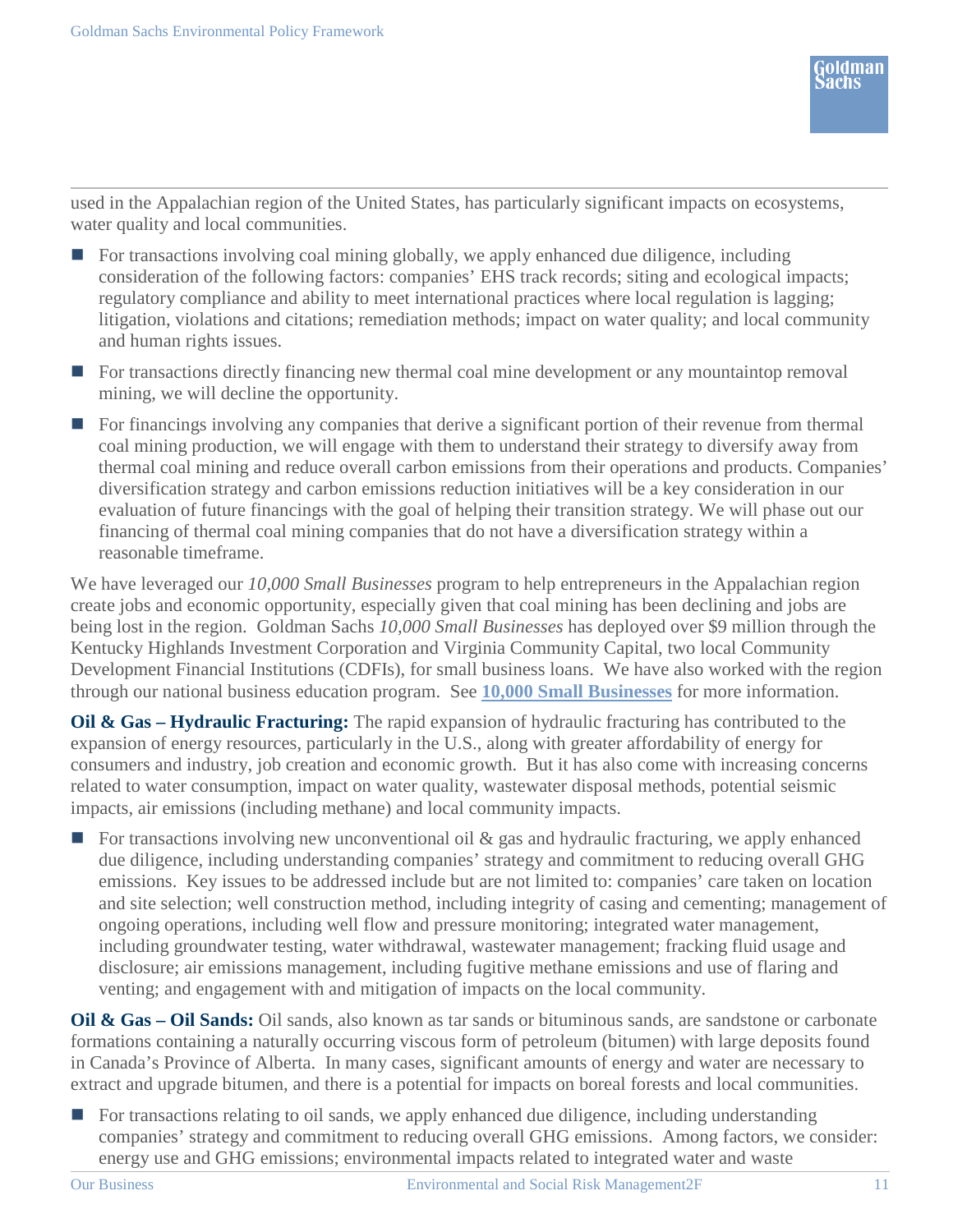used in the Appalachian region of the United States, has particularly significant impacts on ecosystems, water quality and local communities.

- For transactions involving coal mining globally, we apply enhanced due diligence, including consideration of the following factors: companies' EHS track records; siting and ecological impacts; regulatory compliance and ability to meet international practices where local regulation is lagging; litigation, violations and citations; remediation methods; impact on water quality; and local community and human rights issues.
- For transactions directly financing new thermal coal mine development or any mountaintop removal mining, we will decline the opportunity.
- For financings involving any companies that derive a significant portion of their revenue from thermal coal mining production, we will engage with them to understand their strategy to diversify away from thermal coal mining and reduce overall carbon emissions from their operations and products. Companies' diversification strategy and carbon emissions reduction initiatives will be a key consideration in our evaluation of future financings with the goal of helping their transition strategy. We will phase out our financing of thermal coal mining companies that do not have a diversification strategy within a reasonable timeframe.

We have leveraged our *10,000 Small Businesses* program to help entrepreneurs in the Appalachian region create jobs and economic opportunity, especially given that coal mining has been declining and jobs are being lost in the region. Goldman Sachs *10,000 Small Businesses* has deployed over $9 million through the Kentucky Highlands Investment Corporation and Virginia Community Capital, two local Community Development Financial Institutions (CDFIs), for small business loans. We have also worked with the region through our national business education program. See **10,000 Small Businesses** for more information.

**Oil & Gas – Hydraulic Fracturing:** The rapid expansion of hydraulic fracturing has contributed to the expansion of energy resources, particularly in the U.S., along with greater affordability of energy for consumers and industry, job creation and economic growth. But it has also come with increasing concerns related to water consumption, impact on water quality, wastewater disposal methods, potential seismic impacts, air emissions (including methane) and local community impacts.

- For transactions involving new unconventional oil & gas and hydraulic fracturing, we apply enhanced due diligence, including understanding companies' strategy and commitment to reducing overall GHG emissions. Key issues to be addressed include but are not limited to: companies' care taken on location and site selection; well construction method, including integrity of casing and cementing; management of ongoing operations, including well flow and pressure monitoring; integrated water management, including groundwater testing, water withdrawal, wastewater management; fracking fluid usage and disclosure; air emissions management, including fugitive methane emissions and use of flaring and venting; and engagement with and mitigation of impacts on the local community.

**Oil & Gas – Oil Sands:** Oil sands, also known as tar sands or bituminous sands, are sandstone or carbonate formations containing a naturally occurring viscous form of petroleum (bitumen) with large deposits found in Canada's Province of Alberta. In many cases, significant amounts of energy and water are necessary to extract and upgrade bitumen, and there is a potential for impacts on boreal forests and local communities.

- For transactions relating to oil sands, we apply enhanced due diligence, including understanding companies' strategy and commitment to reducing overall GHG emissions. Among factors, we consider: energy use and GHG emissions; environmental impacts related to integrated water and waste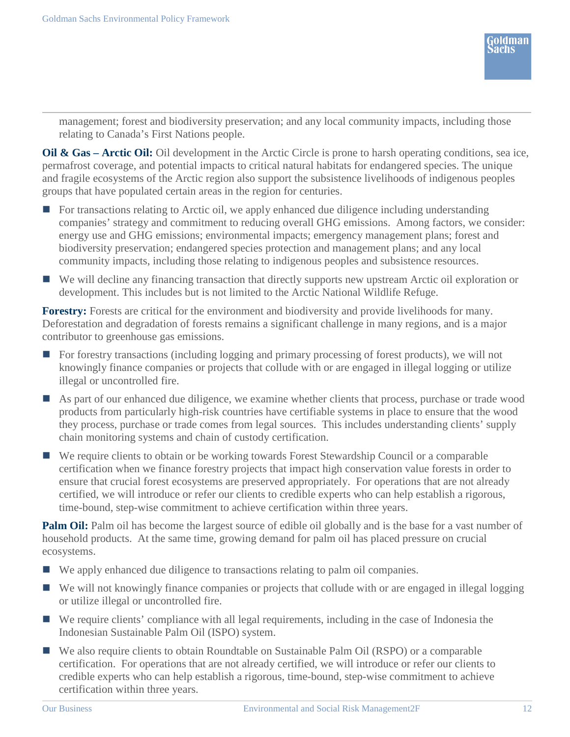management; forest and biodiversity preservation; and any local community impacts, including those relating to Canada's First Nations people.

**Oil & Gas – Arctic Oil:** Oil development in the Arctic Circle is prone to harsh operating conditions, sea ice, permafrost coverage, and potential impacts to critical natural habitats for endangered species. The unique and fragile ecosystems of the Arctic region also support the subsistence livelihoods of indigenous peoples groups that have populated certain areas in the region for centuries.

- For transactions relating to Arctic oil, we apply enhanced due diligence including understanding companies' strategy and commitment to reducing overall GHG emissions. Among factors, we consider: energy use and GHG emissions; environmental impacts; emergency management plans; forest and biodiversity preservation; endangered species protection and management plans; and any local community impacts, including those relating to indigenous peoples and subsistence resources.
- We will decline any financing transaction that directly supports new upstream Arctic oil exploration or development. This includes but is not limited to the Arctic National Wildlife Refuge.

**Forestry:** Forests are critical for the environment and biodiversity and provide livelihoods for many. Deforestation and degradation of forests remains a significant challenge in many regions, and is a major contributor to greenhouse gas emissions.

- For forestry transactions (including logging and primary processing of forest products), we will not knowingly finance companies or projects that collude with or are engaged in illegal logging or utilize illegal or uncontrolled fire.
- As part of our enhanced due diligence, we examine whether clients that process, purchase or trade wood products from particularly high-risk countries have certifiable systems in place to ensure that the wood they process, purchase or trade comes from legal sources. This includes understanding clients' supply chain monitoring systems and chain of custody certification.
- We require clients to obtain or be working towards Forest Stewardship Council or a comparable certification when we finance forestry projects that impact high conservation value forests in order to ensure that crucial forest ecosystems are preserved appropriately. For operations that are not already certified, we will introduce or refer our clients to credible experts who can help establish a rigorous, time-bound, step-wise commitment to achieve certification within three years.

**Palm Oil:** Palm oil has become the largest source of edible oil globally and is the base for a vast number of household products. At the same time, growing demand for palm oil has placed pressure on crucial ecosystems.

- We apply enhanced due diligence to transactions relating to palm oil companies.
- We will not knowingly finance companies or projects that collude with or are engaged in illegal logging or utilize illegal or uncontrolled fire.
- We require clients' compliance with all legal requirements, including in the case of Indonesia the Indonesian Sustainable Palm Oil (ISPO) system.
- We also require clients to obtain Roundtable on Sustainable Palm Oil (RSPO) or a comparable certification. For operations that are not already certified, we will introduce or refer our clients to credible experts who can help establish a rigorous, time-bound, step-wise commitment to achieve certification within three years.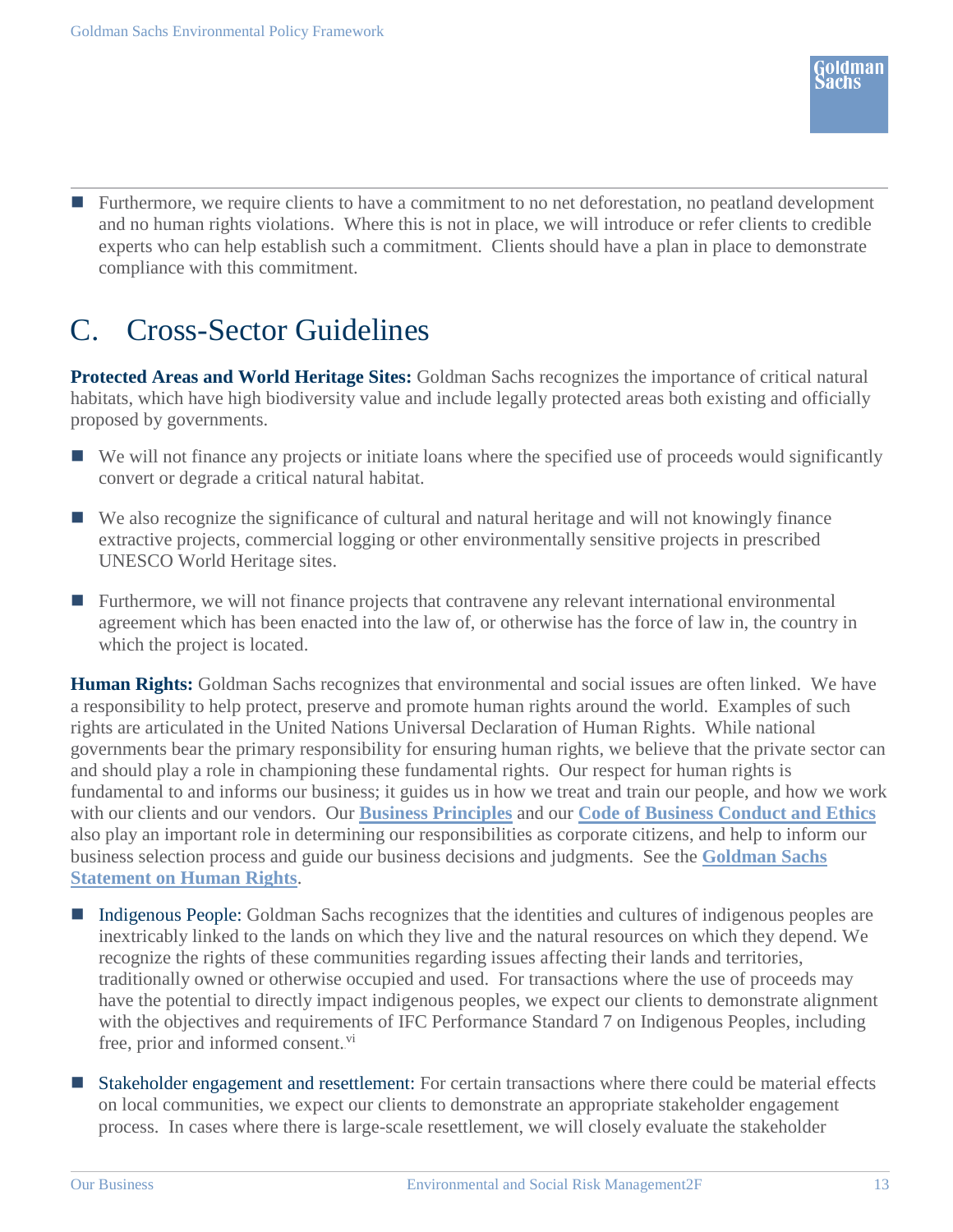- Furthermore, we require clients to have a commitment to no net deforestation, no peatland development and no human rights violations. Where this is not in place, we will introduce or refer clients to credible experts who can help establish such a commitment. Clients should have a plan in place to demonstrate compliance with this commitment.

# C. Cross-Sector Guidelines

**Protected Areas and World Heritage Sites:** Goldman Sachs recognizes the importance of critical natural habitats, which have high biodiversity value and include legally protected areas both existing and officially proposed by governments.

- We will not finance any projects or initiate loans where the specified use of proceeds would significantly convert or degrade a critical natural habitat.
- We also recognize the significance of cultural and natural heritage and will not knowingly finance extractive projects, commercial logging or other environmentally sensitive projects in prescribed UNESCO World Heritage sites.
- Furthermore, we will not finance projects that contravene any relevant international environmental agreement which has been enacted into the law of, or otherwise has the force of law in, the country in which the project is located.

**Human Rights:** Goldman Sachs recognizes that environmental and social issues are often linked. We have a responsibility to help protect, preserve and promote human rights around the world. Examples of such rights are articulated in the United Nations Universal Declaration of Human Rights. While national governments bear the primary responsibility for ensuring human rights, we believe that the private sector can and should play a role in championing these fundamental rights. Our respect for human rights is fundamental to and informs our business; it guides us in how we treat and train our people, and how we work with our clients and our vendors. Our **Business Principles** and our **Code of Business Conduct and Ethics** also play an important role in determining our responsibilities as corporate citizens, and help to inform our business selection process and guide our business decisions and judgments. See the **Goldman Sachs Statement on Human Rights**.

- Indigenous People: Goldman Sachs recognizes that the identities and cultures of indigenous peoples are inextricably linked to the lands on which they live and the natural resources on which they depend. We recognize the rights of these communities regarding issues affecting their lands and territories, traditionally owned or otherwise occupied and used. For transactions where the use of proceeds may have the potential to directly impact indigenous peoples, we expect our clients to demonstrate alignment with the objectives and requirements of IFC Performance Standard 7 on Indigenous Peoples, including free, prior and informed consent.[vi]
- Stakeholder engagement and resettlement: For certain transactions where there could be material effects on local communities, we expect our clients to demonstrate an appropriate stakeholder engagement process. In cases where there is large-scale resettlement, we will closely evaluate the stakeholder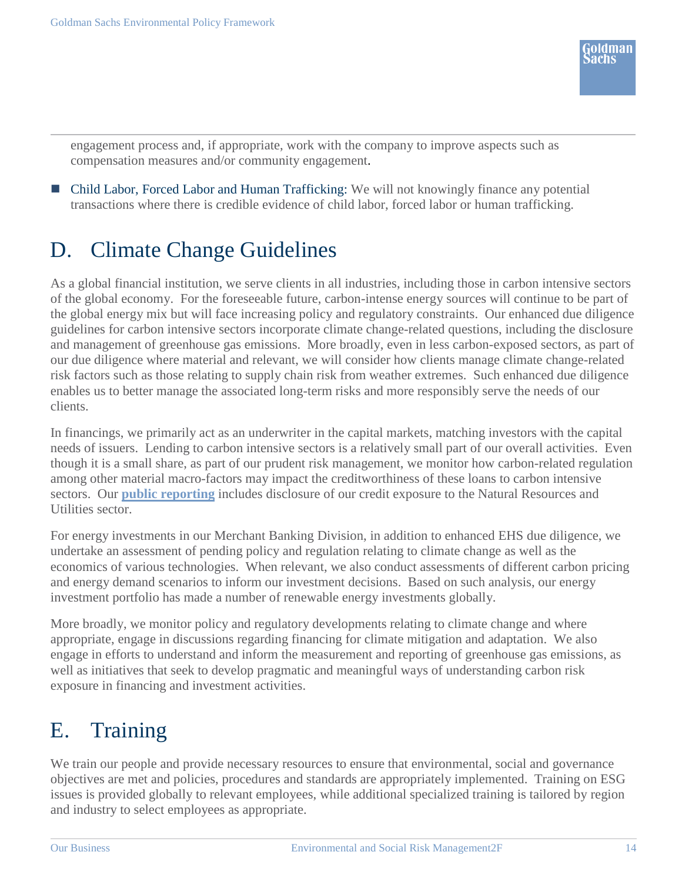engagement process and, if appropriate, work with the company to improve aspects such as compensation measures and/or community engagement.

- Child Labor, Forced Labor and Human Trafficking: We will not knowingly finance any potential transactions where there is credible evidence of child labor, forced labor or human trafficking.

# D. Climate Change Guidelines

As a global financial institution, we serve clients in all industries, including those in carbon intensive sectors of the global economy. For the foreseeable future, carbon-intense energy sources will continue to be part of the global energy mix but will face increasing policy and regulatory constraints. Our enhanced due diligence guidelines for carbon intensive sectors incorporate climate change-related questions, including the disclosure and management of greenhouse gas emissions. More broadly, even in less carbon-exposed sectors, as part of our due diligence where material and relevant, we will consider how clients manage climate change-related risk factors such as those relating to supply chain risk from weather extremes. Such enhanced due diligence enables us to better manage the associated long-term risks and more responsibly serve the needs of our clients.

In financings, we primarily act as an underwriter in the capital markets, matching investors with the capital needs of issuers. Lending to carbon intensive sectors is a relatively small part of our overall activities. Even though it is a small share, as part of our prudent risk management, we monitor how carbon-related regulation among other material macro-factors may impact the creditworthiness of these loans to carbon intensive sectors. Our **public reporting** includes disclosure of our credit exposure to the Natural Resources and Utilities sector.

For energy investments in our Merchant Banking Division, in addition to enhanced EHS due diligence, we undertake an assessment of pending policy and regulation relating to climate change as well as the economics of various technologies. When relevant, we also conduct assessments of different carbon pricing and energy demand scenarios to inform our investment decisions. Based on such analysis, our energy investment portfolio has made a number of renewable energy investments globally.

More broadly, we monitor policy and regulatory developments relating to climate change and where appropriate, engage in discussions regarding financing for climate mitigation and adaptation. We also engage in efforts to understand and inform the measurement and reporting of greenhouse gas emissions, as well as initiatives that seek to develop pragmatic and meaningful ways of understanding carbon risk exposure in financing and investment activities.

# E. Training

We train our people and provide necessary resources to ensure that environmental, social and governance objectives are met and policies, procedures and standards are appropriately implemented. Training on ESG issues is provided globally to relevant employees, while additional specialized training is tailored by region and industry to select employees as appropriate.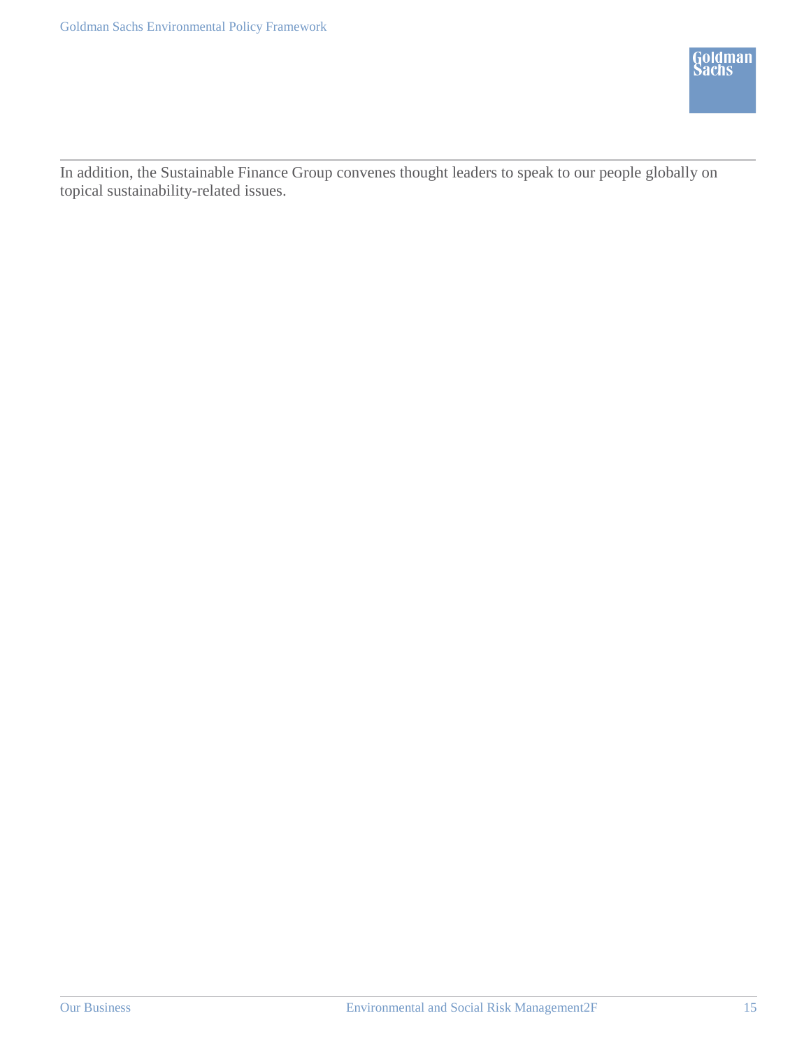In addition, the Sustainable Finance Group convenes thought leaders to speak to our people globally on topical sustainability-related issues.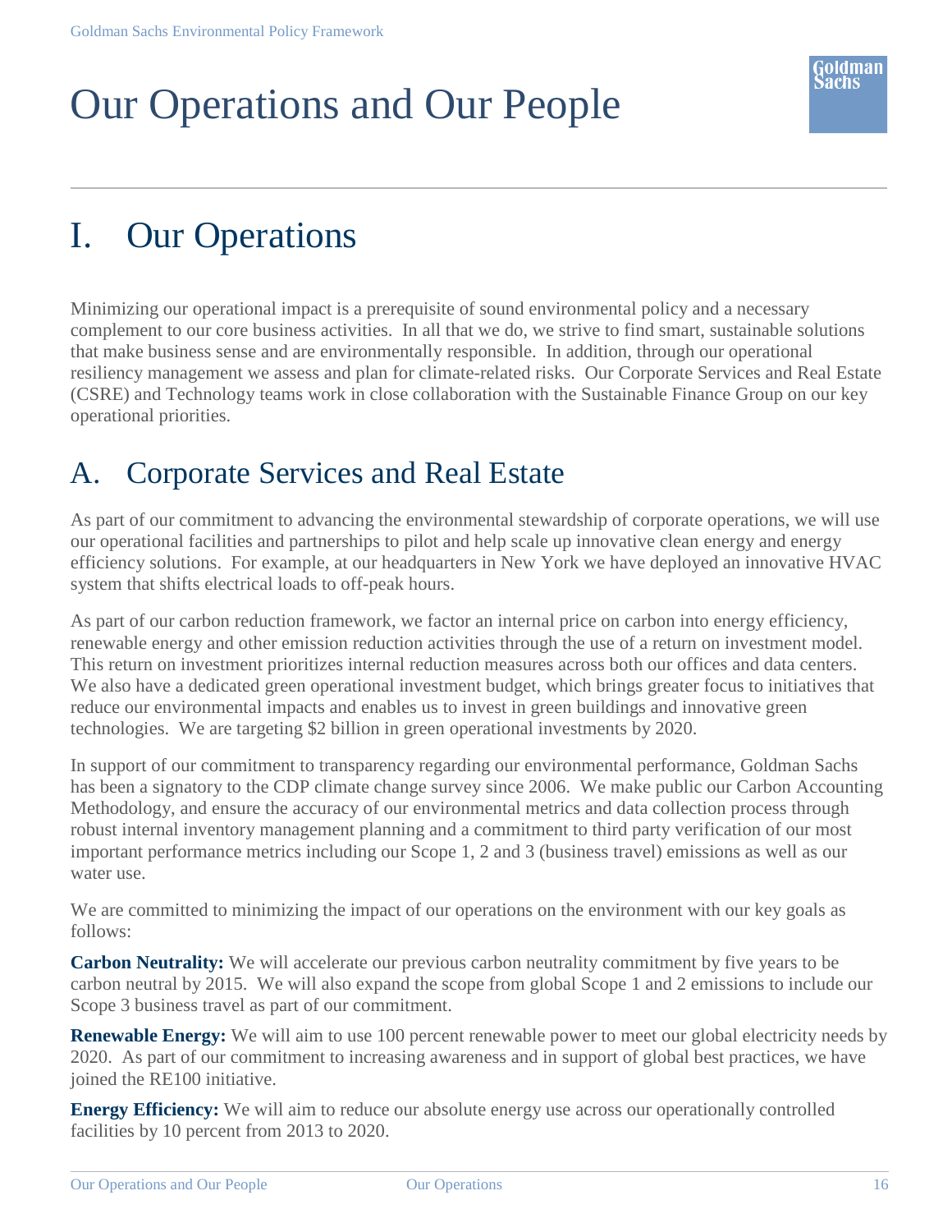# Our Operations and Our People

## I. Our Operations

Minimizing our operational impact is a prerequisite of sound environmental policy and a necessary complement to our core business activities. In all that we do, we strive to find smart, sustainable solutions that make business sense and are environmentally responsible. In addition, through our operational resiliency management we assess and plan for climate-related risks. Our Corporate Services and Real Estate (CSRE) and Technology teams work in close collaboration with the Sustainable Finance Group on our key operational priorities.

### A. Corporate Services and Real Estate

As part of our commitment to advancing the environmental stewardship of corporate operations, we will use our operational facilities and partnerships to pilot and help scale up innovative clean energy and energy efficiency solutions. For example, at our headquarters in New York we have deployed an innovative HVAC system that shifts electrical loads to off-peak hours.

As part of our carbon reduction framework, we factor an internal price on carbon into energy efficiency, renewable energy and other emission reduction activities through the use of a return on investment model. This return on investment prioritizes internal reduction measures across both our offices and data centers. We also have a dedicated green operational investment budget, which brings greater focus to initiatives that reduce our environmental impacts and enables us to invest in green buildings and innovative green technologies. We are targeting $2 billion in green operational investments by 2020.

In support of our commitment to transparency regarding our environmental performance, Goldman Sachs has been a signatory to the CDP climate change survey since 2006. We make public our Carbon Accounting Methodology, and ensure the accuracy of our environmental metrics and data collection process through robust internal inventory management planning and a commitment to third party verification of our most important performance metrics including our Scope 1, 2 and 3 (business travel) emissions as well as our water use.

We are committed to minimizing the impact of our operations on the environment with our key goals as follows:

**Carbon Neutrality:** We will accelerate our previous carbon neutrality commitment by five years to be carbon neutral by 2015. We will also expand the scope from global Scope 1 and 2 emissions to include our Scope 3 business travel as part of our commitment.

**Renewable Energy:** We will aim to use 100 percent renewable power to meet our global electricity needs by 2020. As part of our commitment to increasing awareness and in support of global best practices, we have joined the RE100 initiative.

**Energy Efficiency:** We will aim to reduce our absolute energy use across our operationally controlled facilities by 10 percent from 2013 to 2020.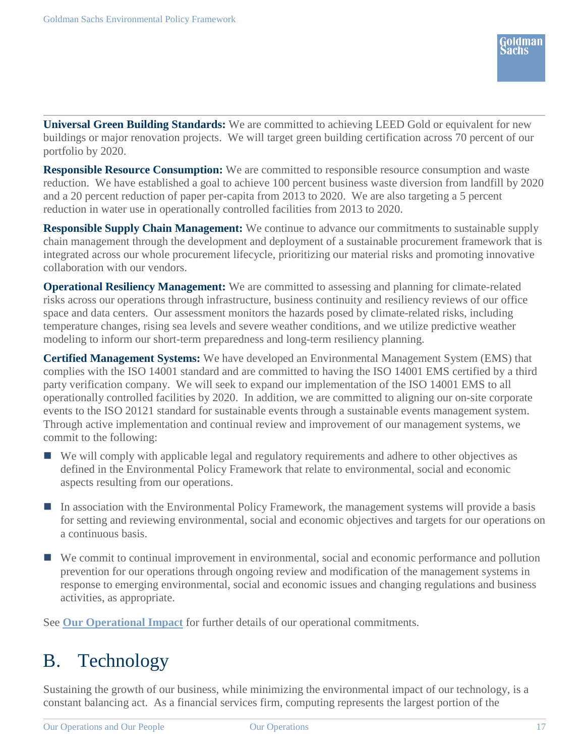**Universal Green Building Standards:** We are committed to achieving LEED Gold or equivalent for new buildings or major renovation projects. We will target green building certification across 70 percent of our portfolio by 2020.

**Responsible Resource Consumption:** We are committed to responsible resource consumption and waste reduction. We have established a goal to achieve 100 percent business waste diversion from landfill by 2020 and a 20 percent reduction of paper per-capita from 2013 to 2020. We are also targeting a 5 percent reduction in water use in operationally controlled facilities from 2013 to 2020.

**Responsible Supply Chain Management:** We continue to advance our commitments to sustainable supply chain management through the development and deployment of a sustainable procurement framework that is integrated across our whole procurement lifecycle, prioritizing our material risks and promoting innovative collaboration with our vendors.

**Operational Resiliency Management:** We are committed to assessing and planning for climate-related risks across our operations through infrastructure, business continuity and resiliency reviews of our office space and data centers. Our assessment monitors the hazards posed by climate-related risks, including temperature changes, rising sea levels and severe weather conditions, and we utilize predictive weather modeling to inform our short-term preparedness and long-term resiliency planning.

**Certified Management Systems:** We have developed an Environmental Management System (EMS) that complies with the ISO 14001 standard and are committed to having the ISO 14001 EMS certified by a third party verification company. We will seek to expand our implementation of the ISO 14001 EMS to all operationally controlled facilities by 2020. In addition, we are committed to aligning our on-site corporate events to the ISO 20121 standard for sustainable events through a sustainable events management system. Through active implementation and continual review and improvement of our management systems, we commit to the following:

- We will comply with applicable legal and regulatory requirements and adhere to other objectives as defined in the Environmental Policy Framework that relate to environmental, social and economic aspects resulting from our operations.
- In association with the Environmental Policy Framework, the management systems will provide a basis for setting and reviewing environmental, social and economic objectives and targets for our operations on a continuous basis.
- We commit to continual improvement in environmental, social and economic performance and pollution prevention for our operations through ongoing review and modification of the management systems in response to emerging environmental, social and economic issues and changing regulations and business activities, as appropriate.

See **Our Operational Impact** for further details of our operational commitments.

# B. Technology

Sustaining the growth of our business, while minimizing the environmental impact of our technology, is a constant balancing act. As a financial services firm, computing represents the largest portion of the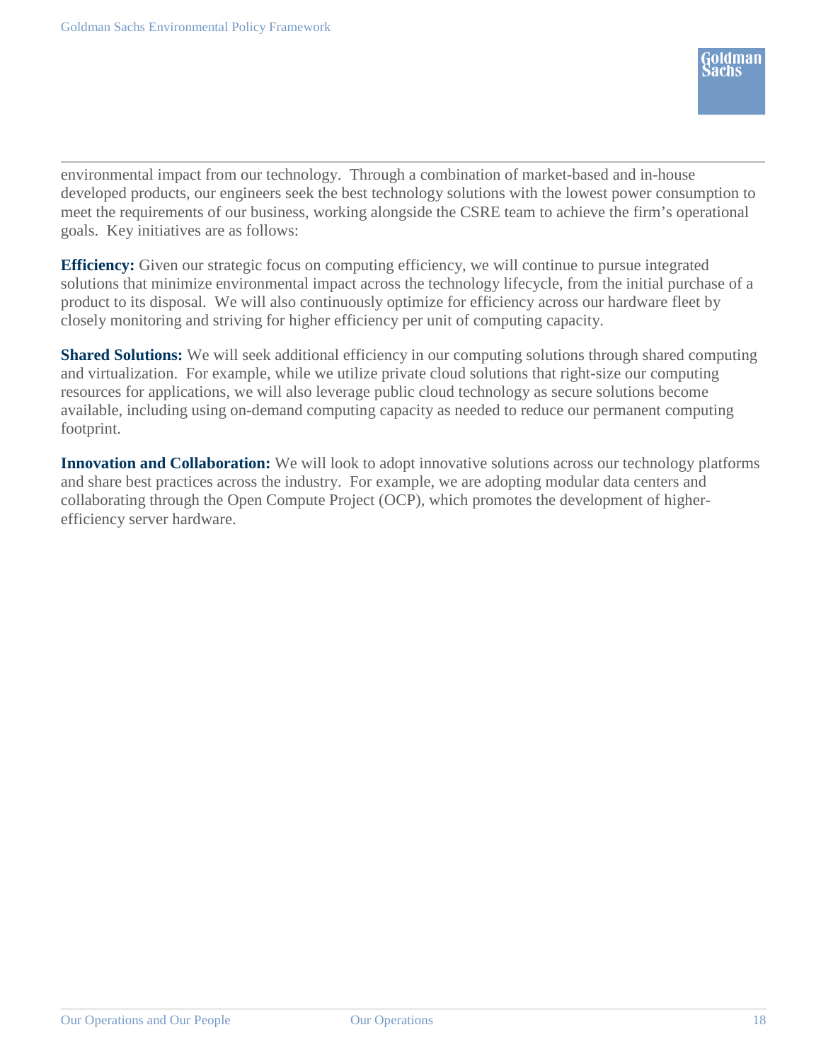environmental impact from our technology. Through a combination of market-based and in-house developed products, our engineers seek the best technology solutions with the lowest power consumption to meet the requirements of our business, working alongside the CSRE team to achieve the firm's operational goals. Key initiatives are as follows:

**Efficiency:** Given our strategic focus on computing efficiency, we will continue to pursue integrated solutions that minimize environmental impact across the technology lifecycle, from the initial purchase of a product to its disposal. We will also continuously optimize for efficiency across our hardware fleet by closely monitoring and striving for higher efficiency per unit of computing capacity.

**Shared Solutions:** We will seek additional efficiency in our computing solutions through shared computing and virtualization. For example, while we utilize private cloud solutions that right-size our computing resources for applications, we will also leverage public cloud technology as secure solutions become available, including using on-demand computing capacity as needed to reduce our permanent computing footprint.

**Innovation and Collaboration:** We will look to adopt innovative solutions across our technology platforms and share best practices across the industry. For example, we are adopting modular data centers and collaborating through the Open Compute Project (OCP), which promotes the development of higher-efficiency server hardware.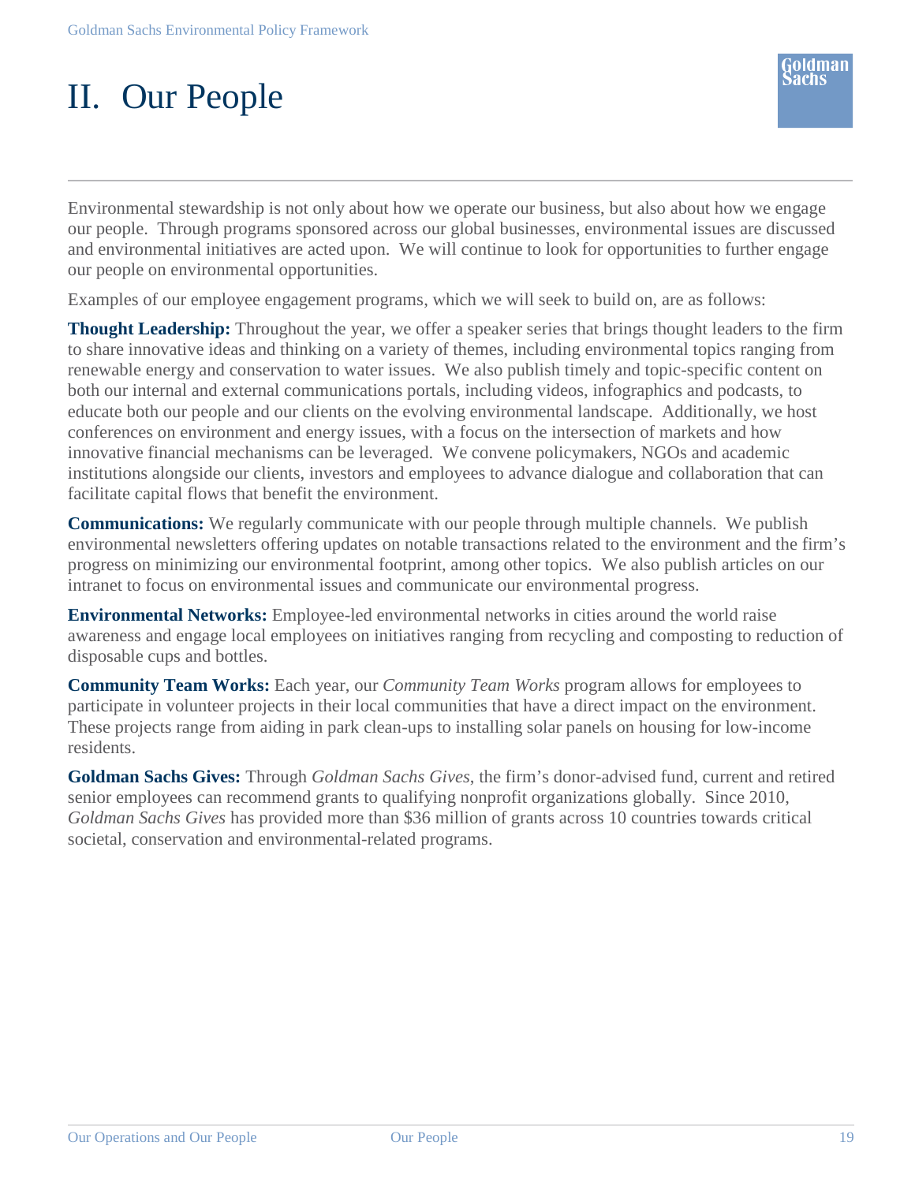# II. Our People

Environmental stewardship is not only about how we operate our business, but also about how we engage our people. Through programs sponsored across our global businesses, environmental issues are discussed and environmental initiatives are acted upon. We will continue to look for opportunities to further engage our people on environmental opportunities.

Examples of our employee engagement programs, which we will seek to build on, are as follows:

**Thought Leadership:** Throughout the year, we offer a speaker series that brings thought leaders to the firm to share innovative ideas and thinking on a variety of themes, including environmental topics ranging from renewable energy and conservation to water issues. We also publish timely and topic-specific content on both our internal and external communications portals, including videos, infographics and podcasts, to educate both our people and our clients on the evolving environmental landscape. Additionally, we host conferences on environment and energy issues, with a focus on the intersection of markets and how innovative financial mechanisms can be leveraged. We convene policymakers, NGOs and academic institutions alongside our clients, investors and employees to advance dialogue and collaboration that can facilitate capital flows that benefit the environment.

**Communications:** We regularly communicate with our people through multiple channels. We publish environmental newsletters offering updates on notable transactions related to the environment and the firm's progress on minimizing our environmental footprint, among other topics. We also publish articles on our intranet to focus on environmental issues and communicate our environmental progress.

**Environmental Networks:** Employee-led environmental networks in cities around the world raise awareness and engage local employees on initiatives ranging from recycling and composting to reduction of disposable cups and bottles.

**Community Team Works:** Each year, our *Community Team Works* program allows for employees to participate in volunteer projects in their local communities that have a direct impact on the environment. These projects range from aiding in park clean-ups to installing solar panels on housing for low-income residents.

**Goldman Sachs Gives:** Through *Goldman Sachs Gives*, the firm's donor-advised fund, current and retired senior employees can recommend grants to qualifying nonprofit organizations globally. Since 2010, *Goldman Sachs Gives* has provided more than $36 million of grants across 10 countries towards critical societal, conservation and environmental-related programs.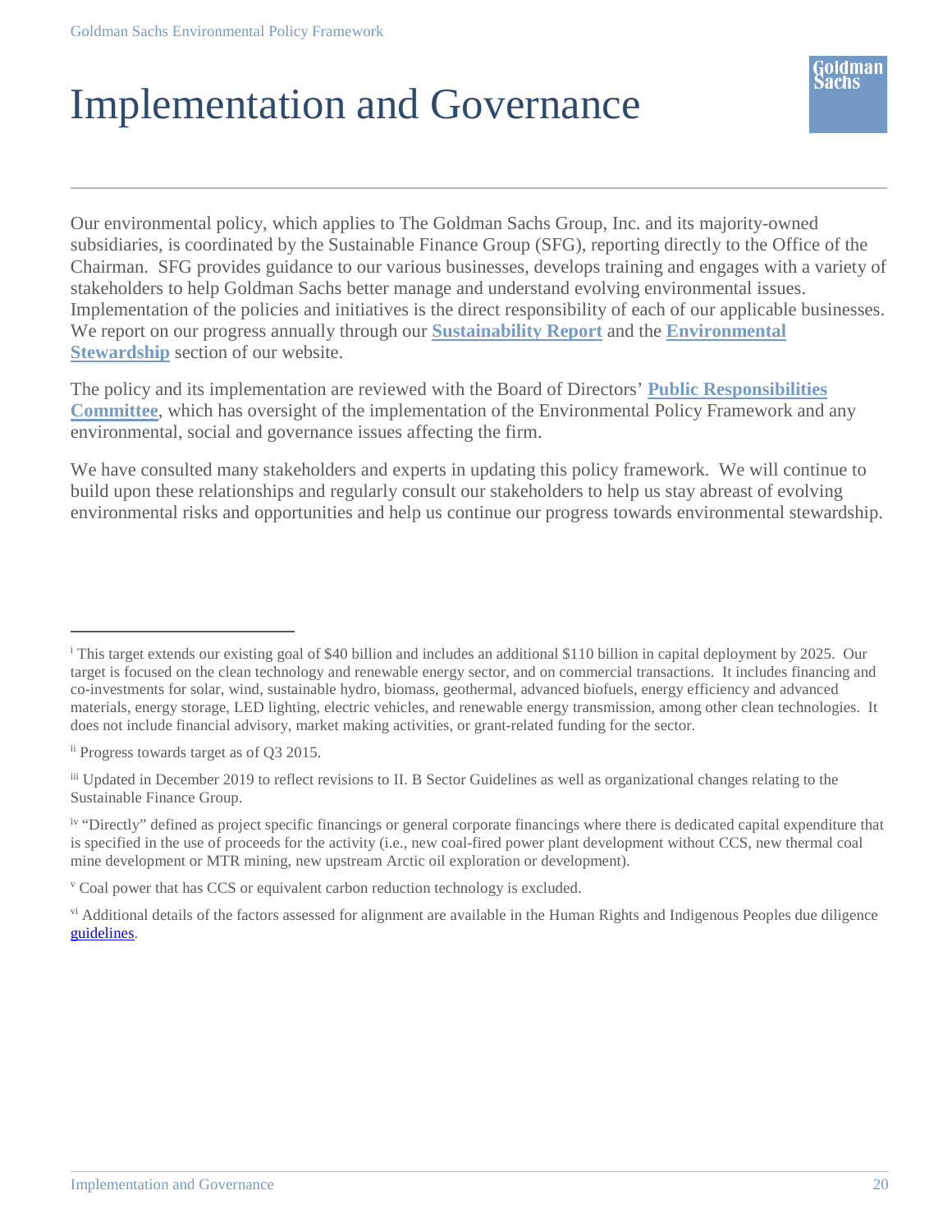# Implementation and Governance

Our environmental policy, which applies to The Goldman Sachs Group, Inc. and its majority-owned subsidiaries, is coordinated by the Sustainable Finance Group (SFG), reporting directly to the Office of the Chairman. SFG provides guidance to our various businesses, develops training and engages with a variety of stakeholders to help Goldman Sachs better manage and understand evolving environmental issues. Implementation of the policies and initiatives is the direct responsibility of each of our applicable businesses. We report on our progress annually through our **Sustainability Report** and the **Environmental Stewardship** section of our website.

The policy and its implementation are reviewed with the Board of Directors' **Public Responsibilities Committee**, which has oversight of the implementation of the Environmental Policy Framework and any environmental, social and governance issues affecting the firm.

We have consulted many stakeholders and experts in updating this policy framework. We will continue to build upon these relationships and regularly consult our stakeholders to help us stay abreast of evolving environmental risks and opportunities and help us continue our progress towards environmental stewardship.

---

[i] This target extends our existing goal of $40 billion and includes an additional $110 billion in capital deployment by 2025. Our target is focused on the clean technology and renewable energy sector, and on commercial transactions. It includes financing and co-investments for solar, wind, sustainable hydro, biomass, geothermal, advanced biofuels, energy efficiency and advanced materials, energy storage, LED lighting, electric vehicles, and renewable energy transmission, among other clean technologies. It does not include financial advisory, market making activities, or grant-related funding for the sector.

[ii] Progress towards target as of Q3 2015.

[iii] Updated in December 2019 to reflect revisions to II. B Sector Guidelines as well as organizational changes relating to the Sustainable Finance Group.

[iv] "Directly" defined as project specific financings or general corporate financings where there is dedicated capital expenditure that is specified in the use of proceeds for the activity (i.e., new coal-fired power plant development without CCS, new thermal coal mine development or MTR mining, new upstream Arctic oil exploration or development).

[v] Coal power that has CCS or equivalent carbon reduction technology is excluded.

[vi] Additional details of the factors assessed for alignment are available in the Human Rights and Indigenous Peoples due diligence guidelines.